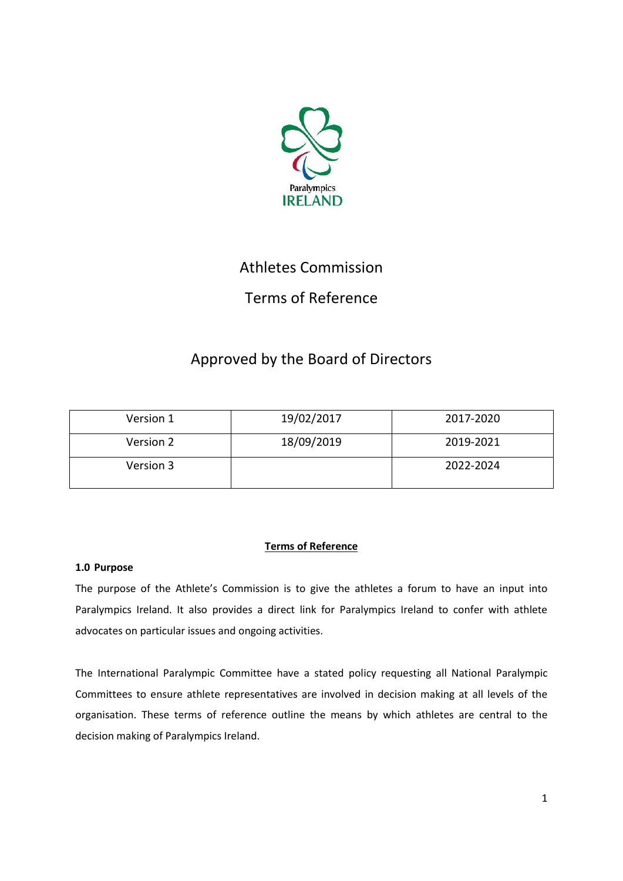Paralympics Ireland

# Athletes Commission

# Terms of Reference

## Approved by the Board of Directors

| Version 1 | 19/02/2017 | 2017-2020 |
| --- | --- | --- |
| Version 2 | 18/09/2019 | 2019-2021 |
| Version 3 | | 2022-2024 |

**Terms of Reference**

**1.0 Purpose**

The purpose of the Athlete's Commission is to give the athletes a forum to have an input into Paralympics Ireland. It also provides a direct link for Paralympics Ireland to confer with athlete advocates on particular issues and ongoing activities.

The International Paralympic Committee have a stated policy requesting all National Paralympic Committees to ensure athlete representatives are involved in decision making at all levels of the organisation. These terms of reference outline the means by which athletes are central to the decision making of Paralympics Ireland.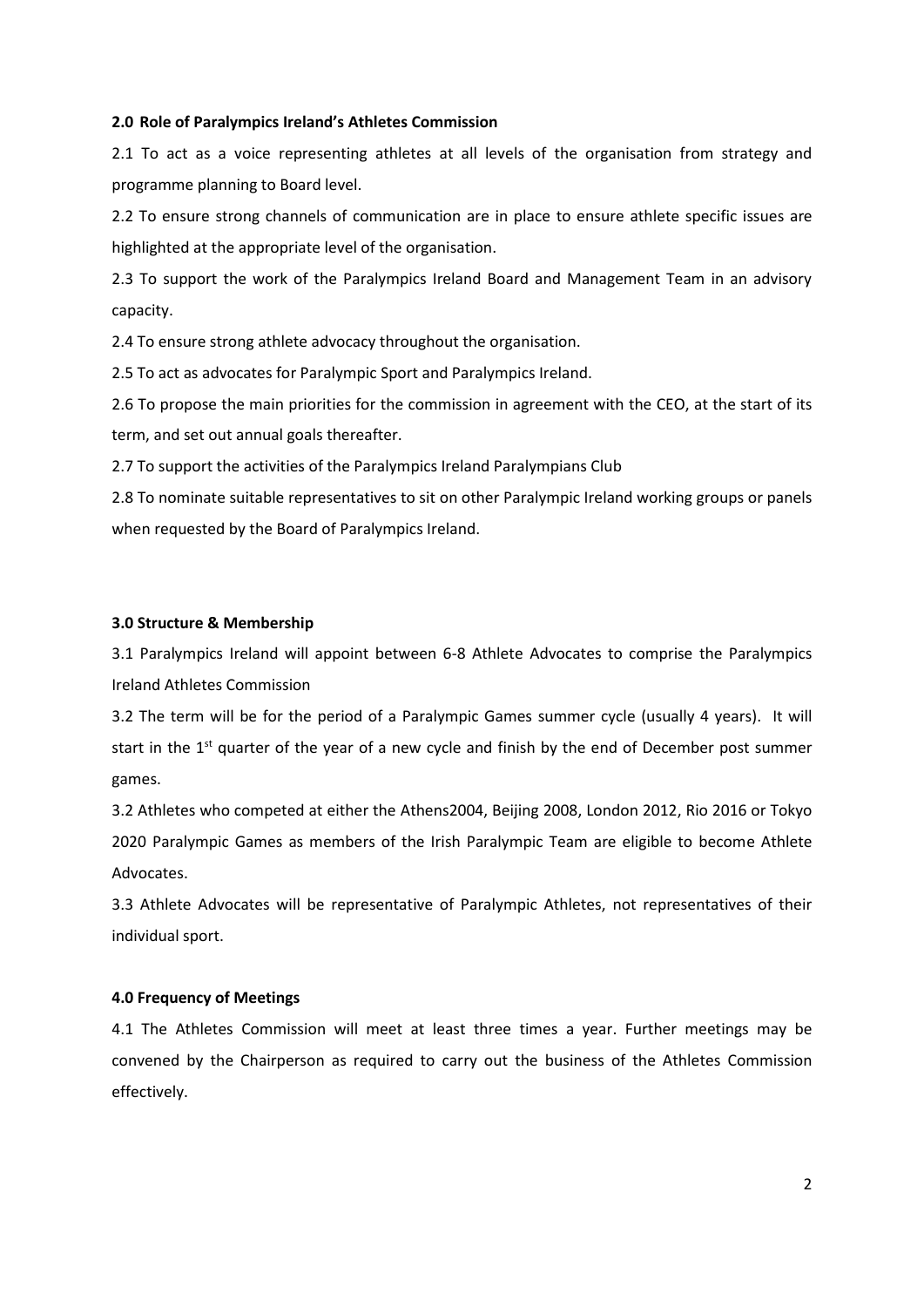## 2.0 Role of Paralympics Ireland's Athletes Commission

2.1 To act as a voice representing athletes at all levels of the organisation from strategy and programme planning to Board level.

2.2 To ensure strong channels of communication are in place to ensure athlete specific issues are highlighted at the appropriate level of the organisation.

2.3 To support the work of the Paralympics Ireland Board and Management Team in an advisory capacity.

2.4 To ensure strong athlete advocacy throughout the organisation.

2.5 To act as advocates for Paralympic Sport and Paralympics Ireland.

2.6 To propose the main priorities for the commission in agreement with the CEO, at the start of its term, and set out annual goals thereafter.

2.7 To support the activities of the Paralympics Ireland Paralympians Club

2.8 To nominate suitable representatives to sit on other Paralympic Ireland working groups or panels when requested by the Board of Paralympics Ireland.

## 3.0 Structure & Membership

3.1 Paralympics Ireland will appoint between 6-8 Athlete Advocates to comprise the Paralympics Ireland Athletes Commission

3.2 The term will be for the period of a Paralympic Games summer cycle (usually 4 years). It will start in the 1st quarter of the year of a new cycle and finish by the end of December post summer games.

3.2 Athletes who competed at either the Athens2004, Beijing 2008, London 2012, Rio 2016 or Tokyo 2020 Paralympic Games as members of the Irish Paralympic Team are eligible to become Athlete Advocates.

3.3 Athlete Advocates will be representative of Paralympic Athletes, not representatives of their individual sport.

## 4.0 Frequency of Meetings

4.1 The Athletes Commission will meet at least three times a year. Further meetings may be convened by the Chairperson as required to carry out the business of the Athletes Commission effectively.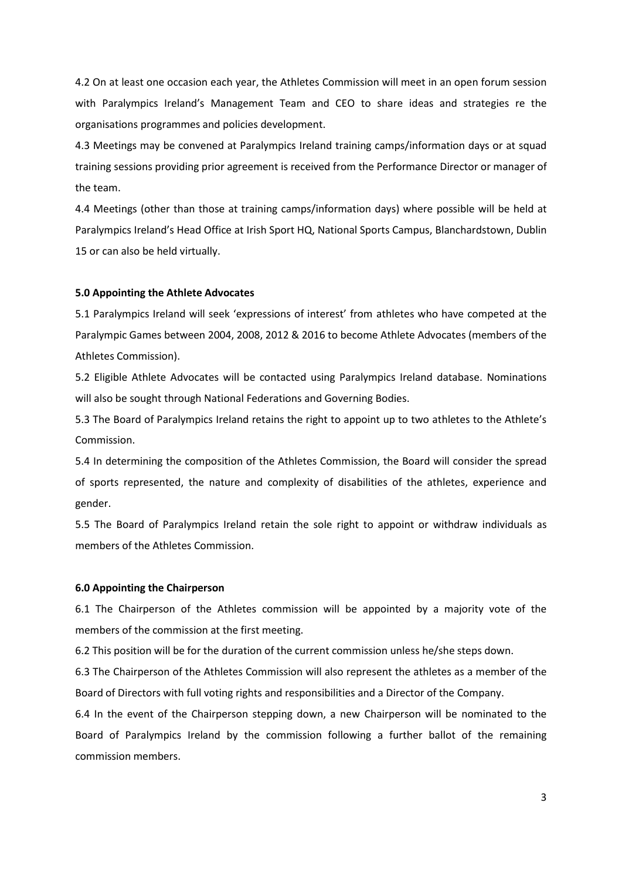4.2 On at least one occasion each year, the Athletes Commission will meet in an open forum session with Paralympics Ireland's Management Team and CEO to share ideas and strategies re the organisations programmes and policies development.

4.3 Meetings may be convened at Paralympics Ireland training camps/information days or at squad training sessions providing prior agreement is received from the Performance Director or manager of the team.

4.4 Meetings (other than those at training camps/information days) where possible will be held at Paralympics Ireland's Head Office at Irish Sport HQ, National Sports Campus, Blanchardstown, Dublin 15 or can also be held virtually.

**5.0 Appointing the Athlete Advocates**

5.1 Paralympics Ireland will seek 'expressions of interest' from athletes who have competed at the Paralympic Games between 2004, 2008, 2012 & 2016 to become Athlete Advocates (members of the Athletes Commission).

5.2 Eligible Athlete Advocates will be contacted using Paralympics Ireland database. Nominations will also be sought through National Federations and Governing Bodies.

5.3 The Board of Paralympics Ireland retains the right to appoint up to two athletes to the Athlete's Commission.

5.4 In determining the composition of the Athletes Commission, the Board will consider the spread of sports represented, the nature and complexity of disabilities of the athletes, experience and gender.

5.5 The Board of Paralympics Ireland retain the sole right to appoint or withdraw individuals as members of the Athletes Commission.

**6.0 Appointing the Chairperson**

6.1 The Chairperson of the Athletes commission will be appointed by a majority vote of the members of the commission at the first meeting.

6.2 This position will be for the duration of the current commission unless he/she steps down.

6.3 The Chairperson of the Athletes Commission will also represent the athletes as a member of the Board of Directors with full voting rights and responsibilities and a Director of the Company.

6.4 In the event of the Chairperson stepping down, a new Chairperson will be nominated to the Board of Paralympics Ireland by the commission following a further ballot of the remaining commission members.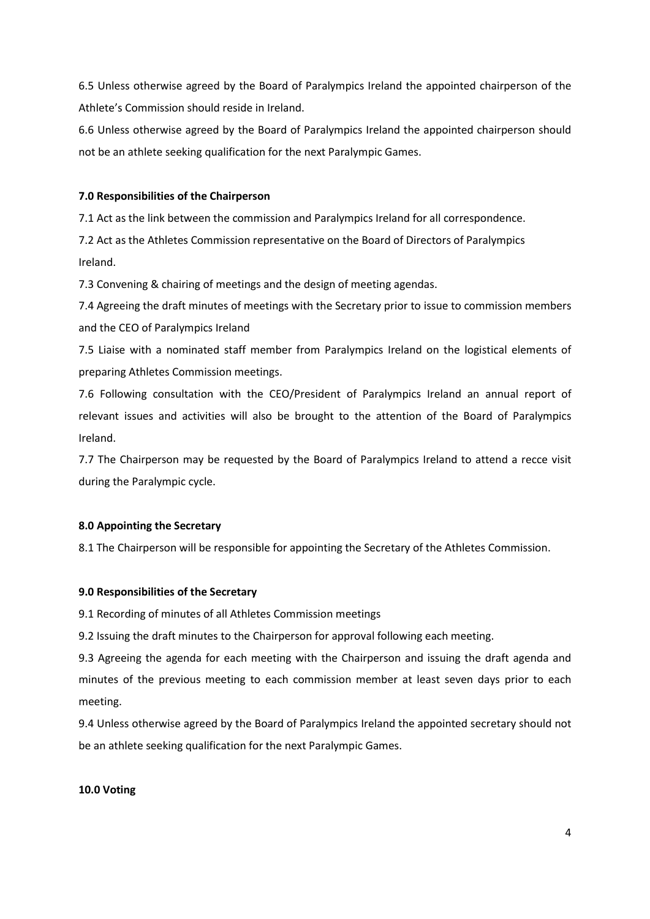6.5 Unless otherwise agreed by the Board of Paralympics Ireland the appointed chairperson of the Athlete's Commission should reside in Ireland.

6.6 Unless otherwise agreed by the Board of Paralympics Ireland the appointed chairperson should not be an athlete seeking qualification for the next Paralympic Games.

**7.0 Responsibilities of the Chairperson**

7.1 Act as the link between the commission and Paralympics Ireland for all correspondence.

7.2 Act as the Athletes Commission representative on the Board of Directors of Paralympics Ireland.

7.3 Convening & chairing of meetings and the design of meeting agendas.

7.4 Agreeing the draft minutes of meetings with the Secretary prior to issue to commission members and the CEO of Paralympics Ireland

7.5 Liaise with a nominated staff member from Paralympics Ireland on the logistical elements of preparing Athletes Commission meetings.

7.6 Following consultation with the CEO/President of Paralympics Ireland an annual report of relevant issues and activities will also be brought to the attention of the Board of Paralympics Ireland.

7.7 The Chairperson may be requested by the Board of Paralympics Ireland to attend a recce visit during the Paralympic cycle.

**8.0 Appointing the Secretary**

8.1 The Chairperson will be responsible for appointing the Secretary of the Athletes Commission.

**9.0 Responsibilities of the Secretary**

9.1 Recording of minutes of all Athletes Commission meetings

9.2 Issuing the draft minutes to the Chairperson for approval following each meeting.

9.3 Agreeing the agenda for each meeting with the Chairperson and issuing the draft agenda and minutes of the previous meeting to each commission member at least seven days prior to each meeting.

9.4 Unless otherwise agreed by the Board of Paralympics Ireland the appointed secretary should not be an athlete seeking qualification for the next Paralympic Games.

**10.0 Voting**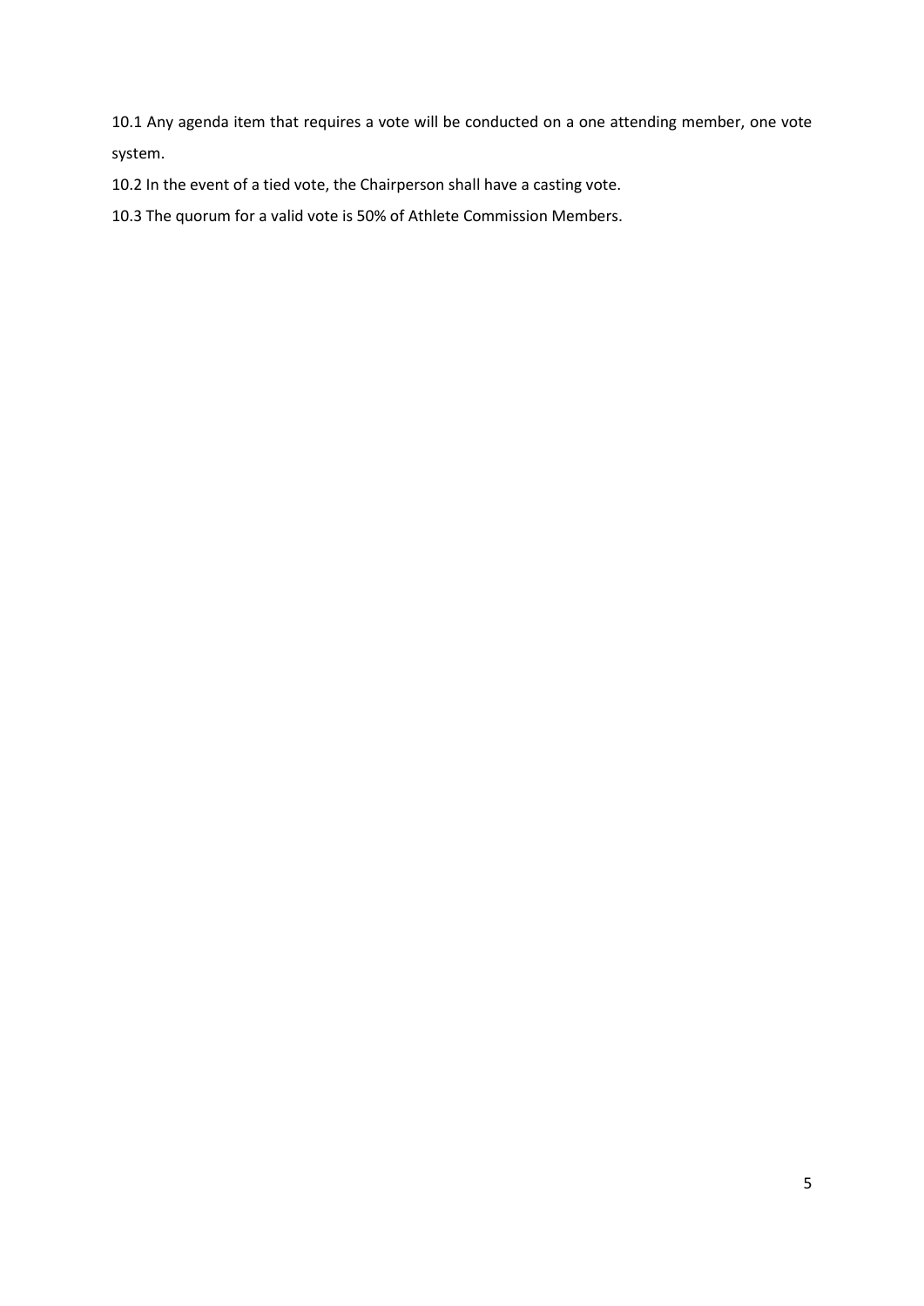10.1 Any agenda item that requires a vote will be conducted on a one attending member, one vote system.

10.2 In the event of a tied vote, the Chairperson shall have a casting vote.

10.3 The quorum for a valid vote is 50% of Athlete Commission Members.